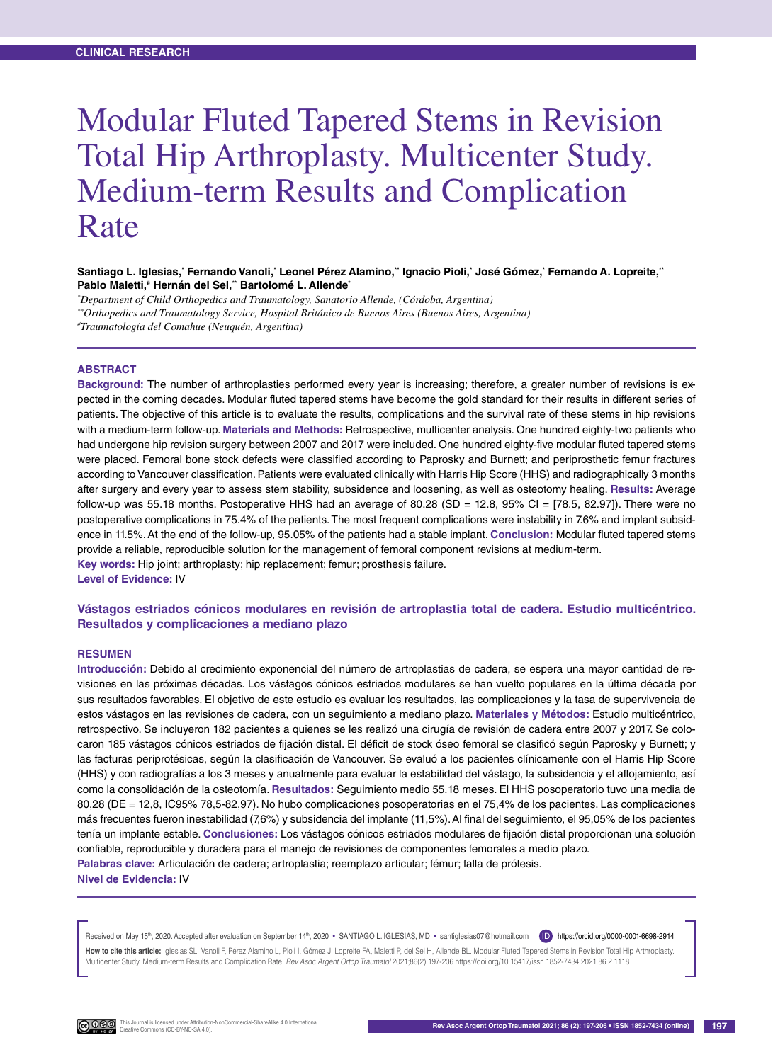CLINICAL RESEARCH

# Modular Fluted Tapered Stems in Revision Total Hip Arthroplasty. Multicenter Study. Medium-term Results and Complication Rate

**Santiago L. Iglesias,[*] Fernando Vanoli,[*] Leonel Pérez Alamino,[**] Ignacio Pioli,[*] José Gómez,[*] Fernando A. Lopreite,[**] Pablo Maletti,[#] Hernán del Sel,[**] Bartolomé L. Allende[*]**

[*]*Department of Child Orthopedics and Traumatology, Sanatorio Allende, (Córdoba, Argentina)*
[**]*Orthopedics and Traumatology Service, Hospital Británico de Buenos Aires (Buenos Aires, Argentina)*
[#]*Traumatología del Comahue (Neuquén, Argentina)*

## ABSTRACT

**Background:** The number of arthroplasties performed every year is increasing; therefore, a greater number of revisions is expected in the coming decades. Modular fluted tapered stems have become the gold standard for their results in different series of patients. The objective of this article is to evaluate the results, complications and the survival rate of these stems in hip revisions with a medium-term follow-up. **Materials and Methods:** Retrospective, multicenter analysis. One hundred eighty-two patients who had undergone hip revision surgery between 2007 and 2017 were included. One hundred eighty-five modular fluted tapered stems were placed. Femoral bone stock defects were classified according to Paprosky and Burnett; and periprosthetic femur fractures according to Vancouver classification. Patients were evaluated clinically with Harris Hip Score (HHS) and radiographically 3 months after surgery and every year to assess stem stability, subsidence and loosening, as well as osteotomy healing. **Results:** Average follow-up was 55.18 months. Postoperative HHS had an average of 80.28 (SD = 12.8, 95% CI = [78.5, 82.97]). There were no postoperative complications in 75.4% of the patients. The most frequent complications were instability in 7.6% and implant subsidence in 11.5%. At the end of the follow-up, 95.05% of the patients had a stable implant. **Conclusion:** Modular fluted tapered stems provide a reliable, reproducible solution for the management of femoral component revisions at medium-term.
**Key words:** Hip joint; arthroplasty; hip replacement; femur; prosthesis failure.
**Level of Evidence:** IV

### Vástagos estriados cónicos modulares en revisión de artroplastia total de cadera. Estudio multicéntrico. Resultados y complicaciones a mediano plazo

## RESUMEN

**Introducción:** Debido al crecimiento exponencial del número de artroplastias de cadera, se espera una mayor cantidad de revisiones en las próximas décadas. Los vástagos cónicos estriados modulares se han vuelto populares en la última década por sus resultados favorables. El objetivo de este estudio es evaluar los resultados, las complicaciones y la tasa de supervivencia de estos vástagos en las revisiones de cadera, con un seguimiento a mediano plazo. **Materiales y Métodos:** Estudio multicéntrico, retrospectivo. Se incluyeron 182 pacientes a quienes se les realizó una cirugía de revisión de cadera entre 2007 y 2017. Se colocaron 185 vástagos cónicos estriados de fijación distal. El déficit de stock óseo femoral se clasificó según Paprosky y Burnett; y las facturas periprotésicas, según la clasificación de Vancouver. Se evaluó a los pacientes clínicamente con el Harris Hip Score (HHS) y con radiografías a los 3 meses y anualmente para evaluar la estabilidad del vástago, la subsidencia y el aflojamiento, así como la consolidación de la osteotomía. **Resultados:** Seguimiento medio 55.18 meses. El HHS posoperatorio tuvo una media de 80,28 (DE = 12,8, IC95% 78,5-82,97). No hubo complicaciones posoperatorias en el 75,4% de los pacientes. Las complicaciones más frecuentes fueron inestabilidad (7,6%) y subsidencia del implante (11,5%). Al final del seguimiento, el 95,05% de los pacientes tenía un implante estable. **Conclusiones:** Los vástagos cónicos estriados modulares de fijación distal proporcionan una solución confiable, reproducible y duradera para el manejo de revisiones de componentes femorales a medio plazo.
**Palabras clave:** Articulación de cadera; artroplastia; reemplazo articular; fémur; falla de prótesis.
**Nivel de Evidencia:** IV

Received on May 15th, 2020. Accepted after evaluation on September 14th, 2020 • SANTIAGO L. IGLESIAS, MD • santiglesias07@hotmail.com • https://orcid.org/0000-0001-6698-2914

**How to cite this article:** Iglesias SL, Vanoli F, Pérez Alamino L, Pioli I, Gómez J, Lopreite FA, Maletti P, del Sel H, Allende BL. Modular Fluted Tapered Stems in Revision Total Hip Arthroplasty. Multicenter Study. Medium-term Results and Complication Rate. *Rev Asoc Argent Ortop Traumatol* 2021;86(2):197-206.https://doi.org/10.15417/issn.1852-7434.2021.86.2.1118

This Journal is licensed under Attribution-NonCommercial-ShareAlike 4.0 International Creative Commons (CC-BY-NC-SA 4.0).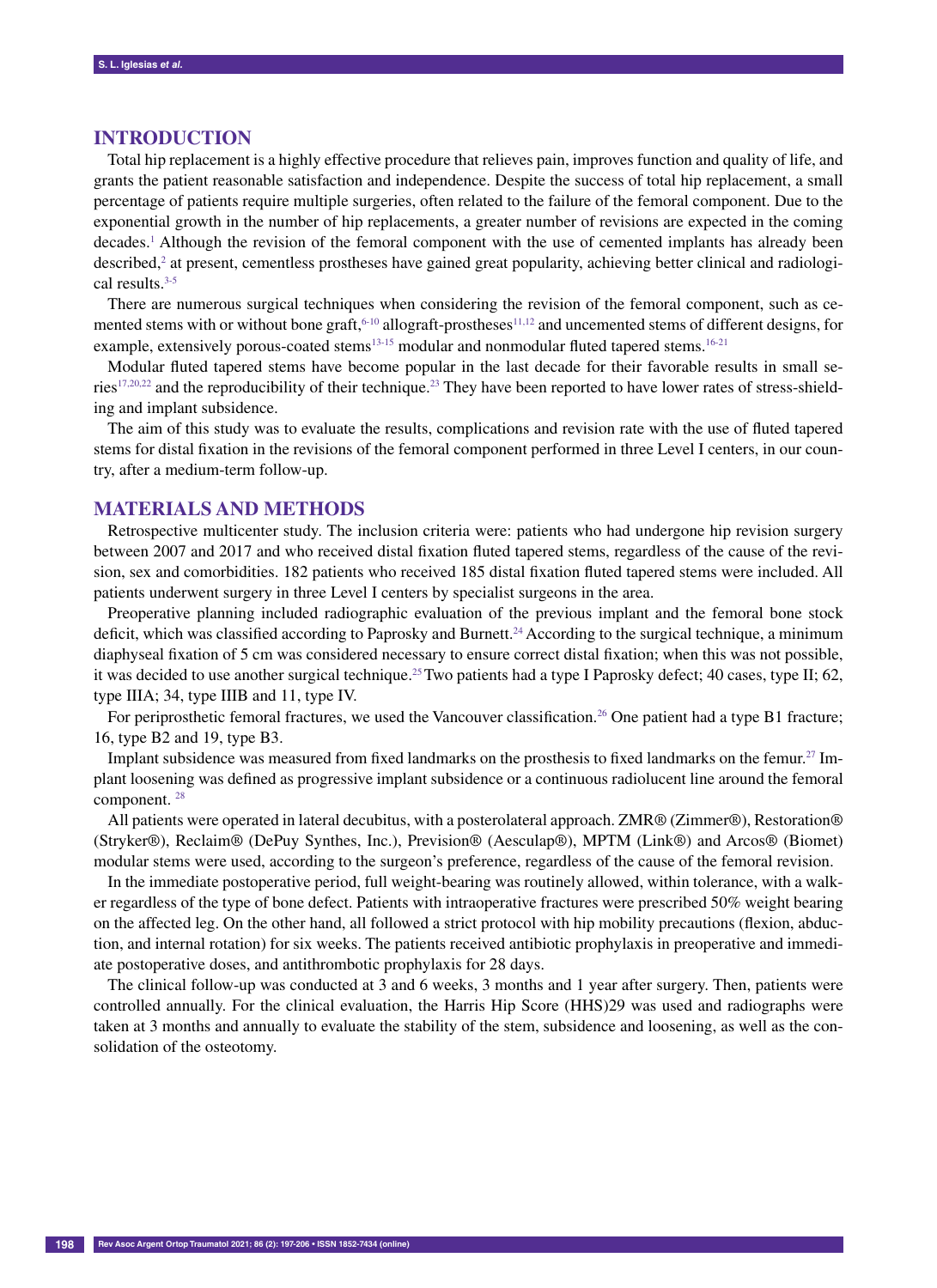## INTRODUCTION

Total hip replacement is a highly effective procedure that relieves pain, improves function and quality of life, and grants the patient reasonable satisfaction and independence. Despite the success of total hip replacement, a small percentage of patients require multiple surgeries, often related to the failure of the femoral component. Due to the exponential growth in the number of hip replacements, a greater number of revisions are expected in the coming decades.[1] Although the revision of the femoral component with the use of cemented implants has already been described,[2] at present, cementless prostheses have gained great popularity, achieving better clinical and radiological results.[3-5]

There are numerous surgical techniques when considering the revision of the femoral component, such as cemented stems with or without bone graft,[6-10] allograft-prostheses[11,12] and uncemented stems of different designs, for example, extensively porous-coated stems[13-15] modular and nonmodular fluted tapered stems.[16-21]

Modular fluted tapered stems have become popular in the last decade for their favorable results in small series[17,20,22] and the reproducibility of their technique.[23] They have been reported to have lower rates of stress-shielding and implant subsidence.

The aim of this study was to evaluate the results, complications and revision rate with the use of fluted tapered stems for distal fixation in the revisions of the femoral component performed in three Level I centers, in our country, after a medium-term follow-up.

## MATERIALS AND METHODS

Retrospective multicenter study. The inclusion criteria were: patients who had undergone hip revision surgery between 2007 and 2017 and who received distal fixation fluted tapered stems, regardless of the cause of the revision, sex and comorbidities. 182 patients who received 185 distal fixation fluted tapered stems were included. All patients underwent surgery in three Level I centers by specialist surgeons in the area.

Preoperative planning included radiographic evaluation of the previous implant and the femoral bone stock deficit, which was classified according to Paprosky and Burnett.[24] According to the surgical technique, a minimum diaphyseal fixation of 5 cm was considered necessary to ensure correct distal fixation; when this was not possible, it was decided to use another surgical technique.[25] Two patients had a type I Paprosky defect; 40 cases, type II; 62, type IIIA; 34, type IIIB and 11, type IV.

For periprosthetic femoral fractures, we used the Vancouver classification.[26] One patient had a type B1 fracture; 16, type B2 and 19, type B3.

Implant subsidence was measured from fixed landmarks on the prosthesis to fixed landmarks on the femur.[27] Implant loosening was defined as progressive implant subsidence or a continuous radiolucent line around the femoral component. [28]

All patients were operated in lateral decubitus, with a posterolateral approach. ZMR® (Zimmer®), Restoration® (Stryker®), Reclaim® (DePuy Synthes, Inc.), Prevision® (Aesculap®), MPTM (Link®) and Arcos® (Biomet) modular stems were used, according to the surgeon's preference, regardless of the cause of the femoral revision.

In the immediate postoperative period, full weight-bearing was routinely allowed, within tolerance, with a walker regardless of the type of bone defect. Patients with intraoperative fractures were prescribed 50% weight bearing on the affected leg. On the other hand, all followed a strict protocol with hip mobility precautions (flexion, abduction, and internal rotation) for six weeks. The patients received antibiotic prophylaxis in preoperative and immediate postoperative doses, and antithrombotic prophylaxis for 28 days.

The clinical follow-up was conducted at 3 and 6 weeks, 3 months and 1 year after surgery. Then, patients were controlled annually. For the clinical evaluation, the Harris Hip Score (HHS)29 was used and radiographs were taken at 3 months and annually to evaluate the stability of the stem, subsidence and loosening, as well as the consolidation of the osteotomy.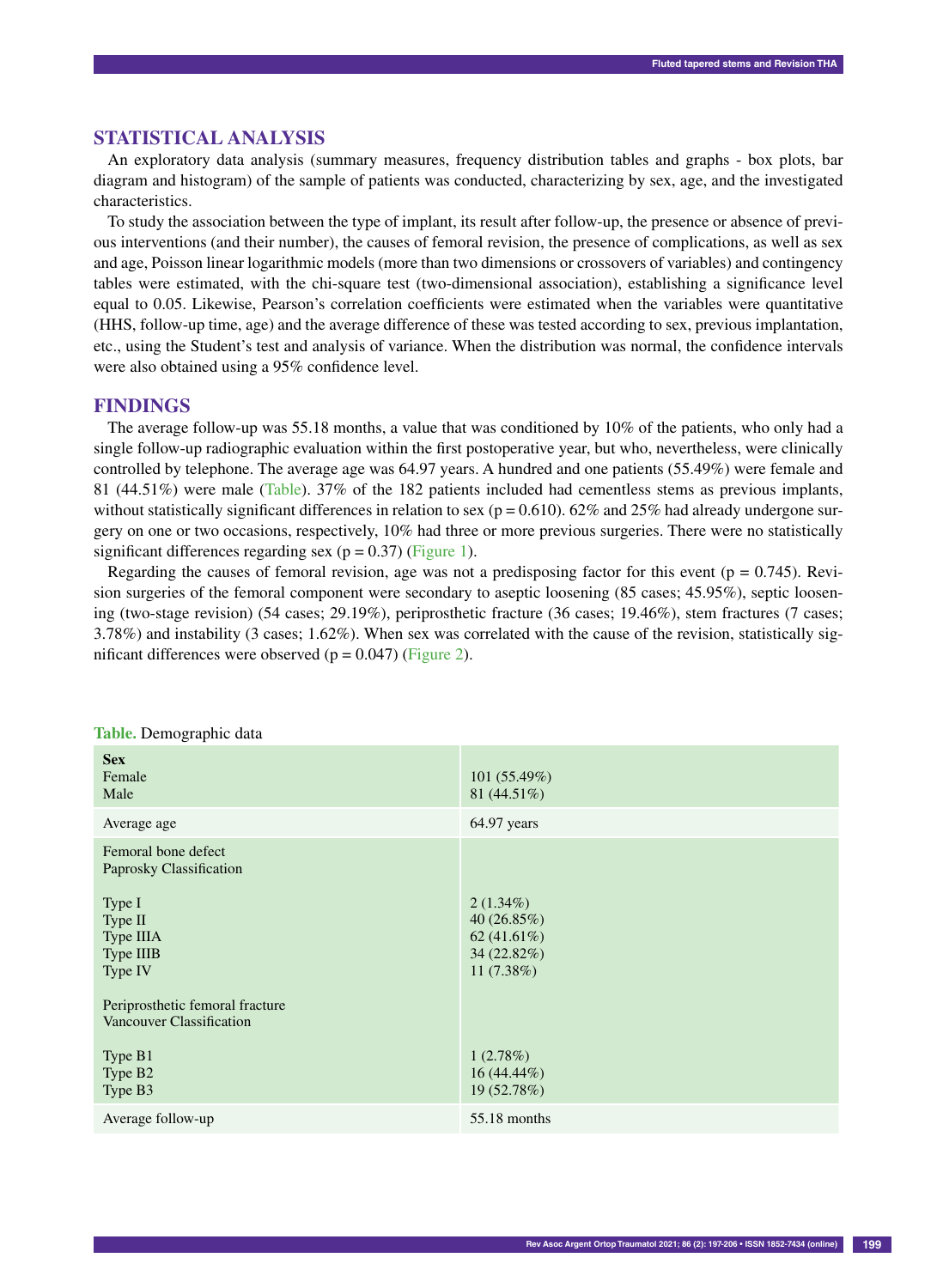## STATISTICAL ANALYSIS

An exploratory data analysis (summary measures, frequency distribution tables and graphs - box plots, bar diagram and histogram) of the sample of patients was conducted, characterizing by sex, age, and the investigated characteristics.

To study the association between the type of implant, its result after follow-up, the presence or absence of previous interventions (and their number), the causes of femoral revision, the presence of complications, as well as sex and age, Poisson linear logarithmic models (more than two dimensions or crossovers of variables) and contingency tables were estimated, with the chi-square test (two-dimensional association), establishing a significance level equal to 0.05. Likewise, Pearson's correlation coefficients were estimated when the variables were quantitative (HHS, follow-up time, age) and the average difference of these was tested according to sex, previous implantation, etc., using the Student's test and analysis of variance. When the distribution was normal, the confidence intervals were also obtained using a 95% confidence level.

## FINDINGS

The average follow-up was 55.18 months, a value that was conditioned by 10% of the patients, who only had a single follow-up radiographic evaluation within the first postoperative year, but who, nevertheless, were clinically controlled by telephone. The average age was 64.97 years. A hundred and one patients (55.49%) were female and 81 (44.51%) were male (Table). 37% of the 182 patients included had cementless stems as previous implants, without statistically significant differences in relation to sex ($p = 0.610$). 62% and 25% had already undergone surgery on one or two occasions, respectively, 10% had three or more previous surgeries. There were no statistically significant differences regarding sex ($p = 0.37$) (Figure 1).

Regarding the causes of femoral revision, age was not a predisposing factor for this event ($p = 0.745$). Revision surgeries of the femoral component were secondary to aseptic loosening (85 cases; 45.95%), septic loosening (two-stage revision) (54 cases; 29.19%), periprosthetic fracture (36 cases; 19.46%), stem fractures (7 cases; 3.78%) and instability (3 cases; 1.62%). When sex was correlated with the cause of the revision, statistically significant differences were observed ($p = 0.047$) (Figure 2).

**Table.** Demographic data

| | |
|---|---|
| **Sex** | |
| Female | 101 (55.49%) |
| Male | 81 (44.51%) |
| Average age | 64.97 years |
| Femoral bone defect Paprosky Classification | |
| Type I | 2 (1.34%) |
| Type II | 40 (26.85%) |
| Type IIIA | 62 (41.61%) |
| Type IIIB | 34 (22.82%) |
| Type IV | 11 (7.38%) |
| Periprosthetic femoral fracture Vancouver Classification | |
| Type B1 | 1 (2.78%) |
| Type B2 | 16 (44.44%) |
| Type B3 | 19 (52.78%) |
| Average follow-up | 55.18 months |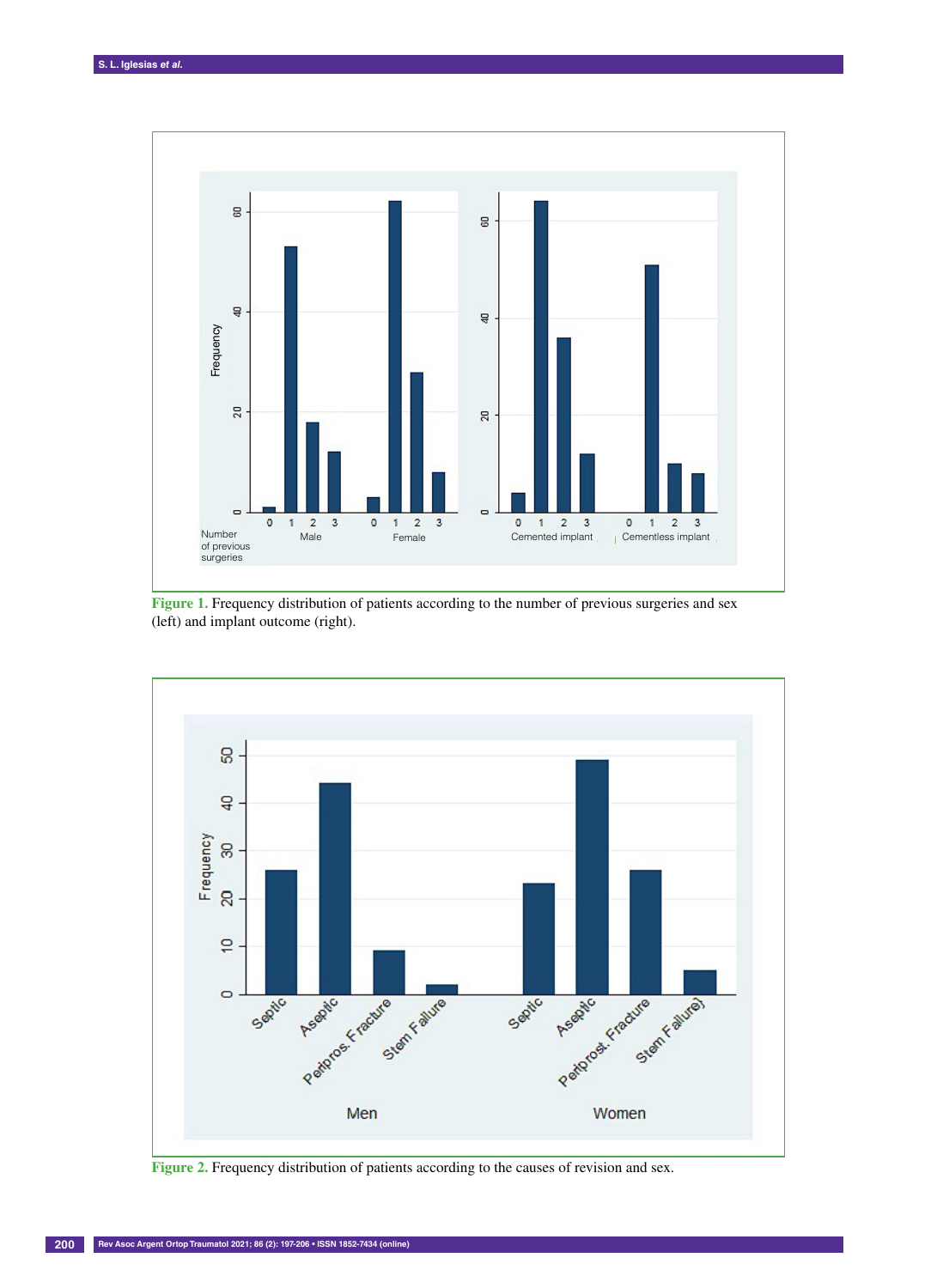**Figure 1.** Frequency distribution of patients according to the number of previous surgeries and sex (left) and implant outcome (right).

**Figure 2.** Frequency distribution of patients according to the causes of revision and sex.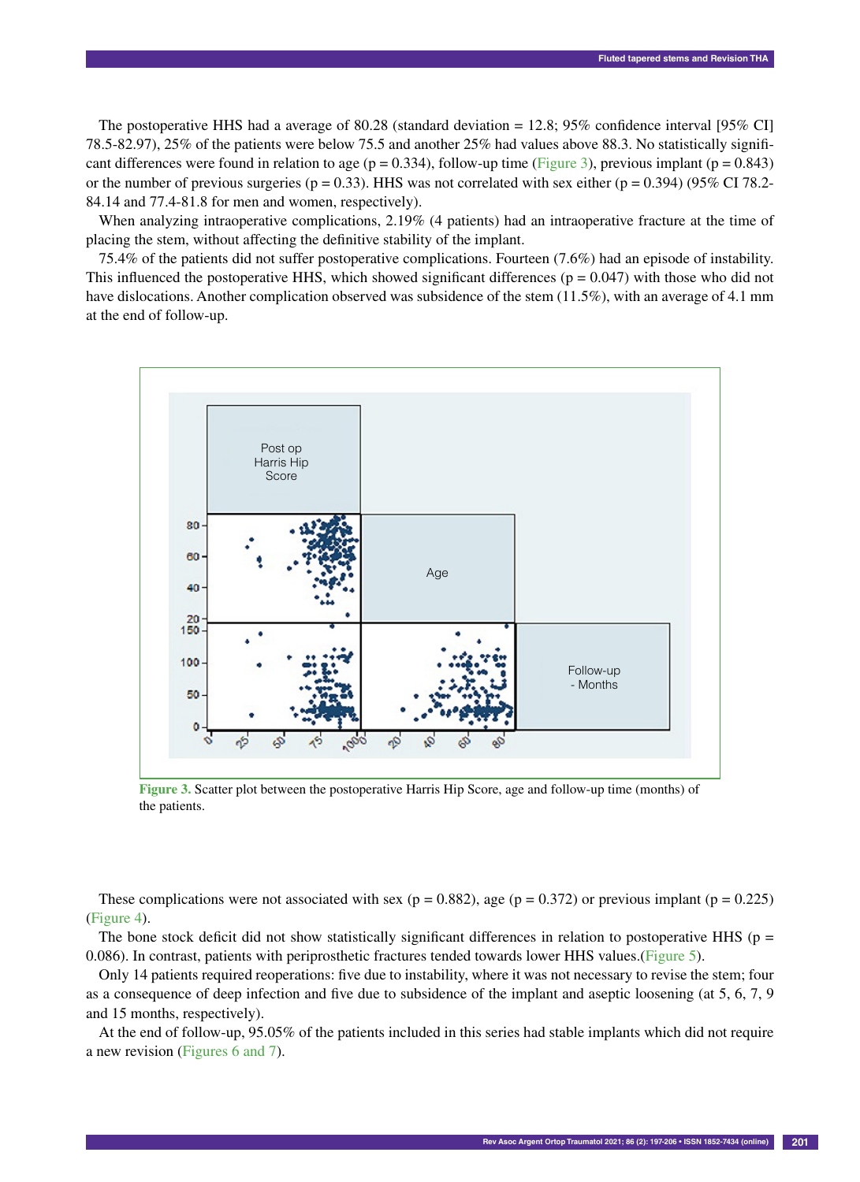The postoperative HHS had a average of 80.28 (standard deviation = 12.8; 95% confidence interval [95% CI] 78.5-82.97), 25% of the patients were below 75.5 and another 25% had values above 88.3. No statistically significant differences were found in relation to age ($p = 0.334$), follow-up time (Figure 3), previous implant ($p = 0.843$) or the number of previous surgeries ($p = 0.33$). HHS was not correlated with sex either ($p = 0.394$) (95% CI 78.2-84.14 and 77.4-81.8 for men and women, respectively).

When analyzing intraoperative complications, 2.19% (4 patients) had an intraoperative fracture at the time of placing the stem, without affecting the definitive stability of the implant.

75.4% of the patients did not suffer postoperative complications. Fourteen (7.6%) had an episode of instability. This influenced the postoperative HHS, which showed significant differences ($p = 0.047$) with those who did not have dislocations. Another complication observed was subsidence of the stem (11.5%), with an average of 4.1 mm at the end of follow-up.

**Figure 3.** Scatter plot between the postoperative Harris Hip Score, age and follow-up time (months) of the patients.

These complications were not associated with sex ($p = 0.882$), age ($p = 0.372$) or previous implant ($p = 0.225$) (Figure 4).

The bone stock deficit did not show statistically significant differences in relation to postoperative HHS ($p = 0.086$). In contrast, patients with periprosthetic fractures tended towards lower HHS values.(Figure 5).

Only 14 patients required reoperations: five due to instability, where it was not necessary to revise the stem; four as a consequence of deep infection and five due to subsidence of the implant and aseptic loosening (at 5, 6, 7, 9 and 15 months, respectively).

At the end of follow-up, 95.05% of the patients included in this series had stable implants which did not require a new revision (Figures 6 and 7).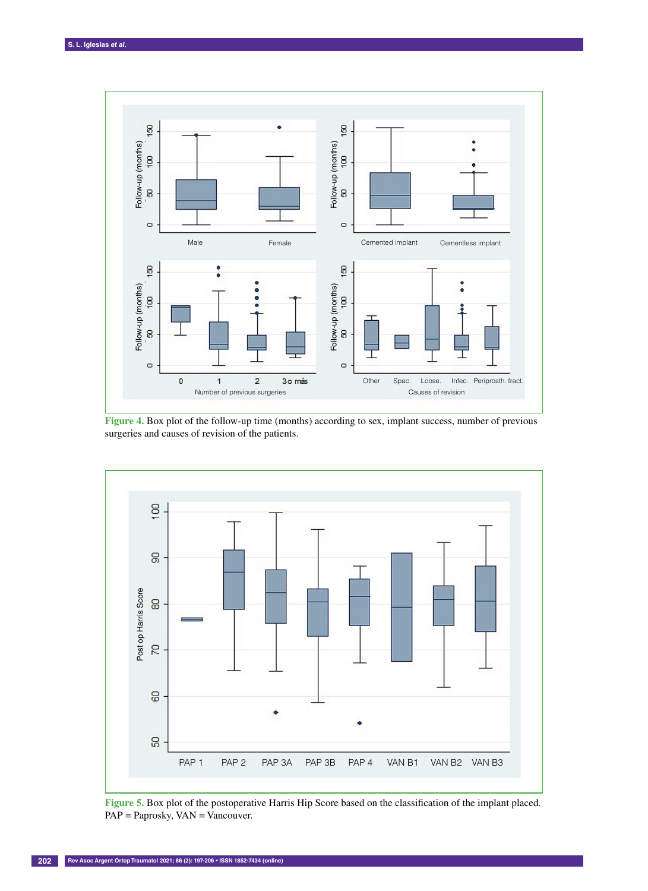**Figure 4.** Box plot of the follow-up time (months) according to sex, implant success, number of previous surgeries and causes of revision of the patients.

**Figure 5.** Box plot of the postoperative Harris Hip Score based on the classification of the implant placed. PAP = Paprosky, VAN = Vancouver.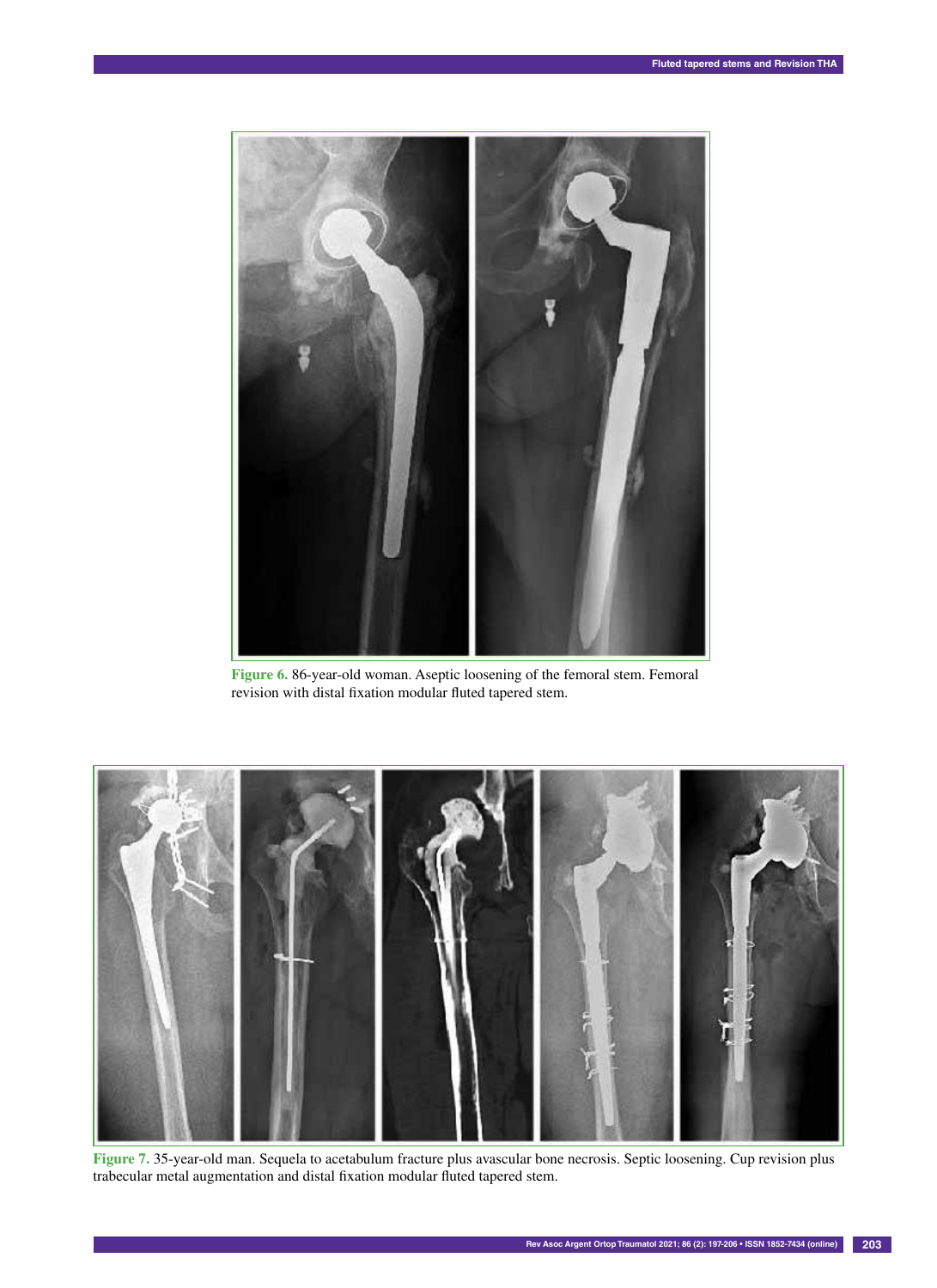Figure 6. 86-year-old woman. Aseptic loosening of the femoral stem. Femoral revision with distal fixation modular fluted tapered stem.

Figure 7. 35-year-old man. Sequela to acetabulum fracture plus avascular bone necrosis. Septic loosening. Cup revision plus trabecular metal augmentation and distal fixation modular fluted tapered stem.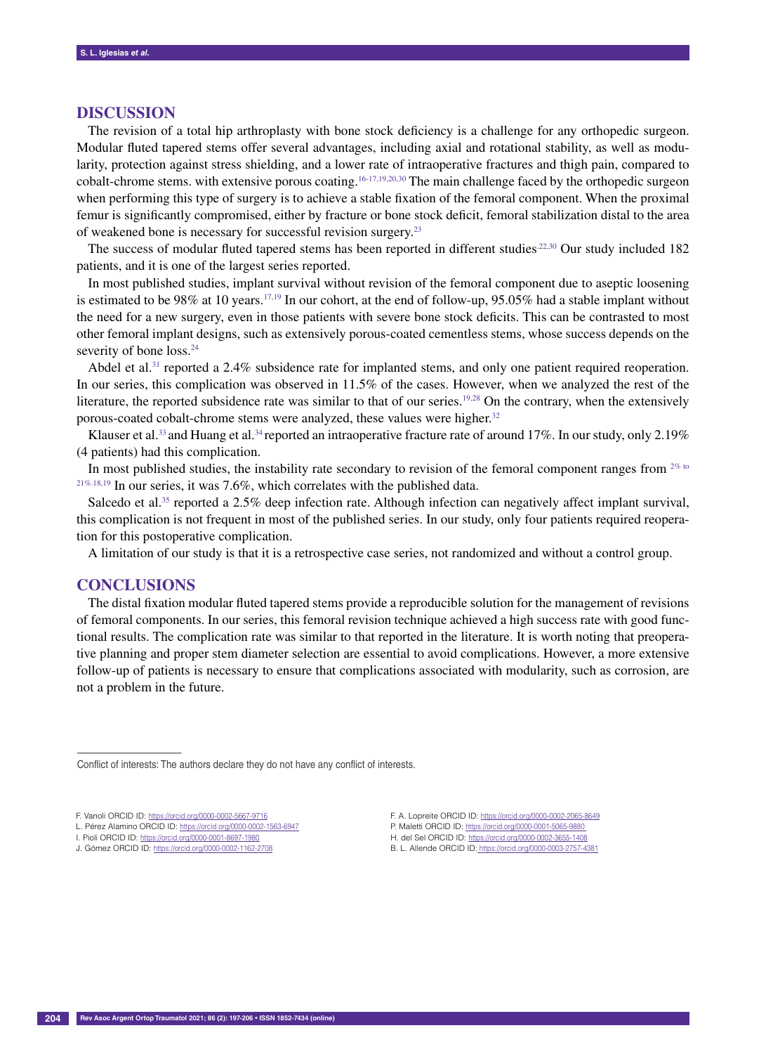## DISCUSSION

The revision of a total hip arthroplasty with bone stock deficiency is a challenge for any orthopedic surgeon. Modular fluted tapered stems offer several advantages, including axial and rotational stability, as well as modularity, protection against stress shielding, and a lower rate of intraoperative fractures and thigh pain, compared to cobalt-chrome stems. with extensive porous coating.[16-17,19,20,30] The main challenge faced by the orthopedic surgeon when performing this type of surgery is to achieve a stable fixation of the femoral component. When the proximal femur is significantly compromised, either by fracture or bone stock deficit, femoral stabilization distal to the area of weakened bone is necessary for successful revision surgery.[23]

The success of modular fluted tapered stems has been reported in different studies[22,30] Our study included 182 patients, and it is one of the largest series reported.

In most published studies, implant survival without revision of the femoral component due to aseptic loosening is estimated to be 98% at 10 years.[17,19] In our cohort, at the end of follow-up, 95.05% had a stable implant without the need for a new surgery, even in those patients with severe bone stock deficits. This can be contrasted to most other femoral implant designs, such as extensively porous-coated cementless stems, whose success depends on the severity of bone loss.[24]

Abdel et al.[31] reported a 2.4% subsidence rate for implanted stems, and only one patient required reoperation. In our series, this complication was observed in 11.5% of the cases. However, when we analyzed the rest of the literature, the reported subsidence rate was similar to that of our series.[19,28] On the contrary, when the extensively porous-coated cobalt-chrome stems were analyzed, these values were higher.[32]

Klauser et al.[33] and Huang et al.[34] reported an intraoperative fracture rate of around 17%. In our study, only 2.19% (4 patients) had this complication.

In most published studies, the instability rate secondary to revision of the femoral component ranges from 2% to 21%.[18,19] In our series, it was 7.6%, which correlates with the published data.

Salcedo et al.[35] reported a 2.5% deep infection rate. Although infection can negatively affect implant survival, this complication is not frequent in most of the published series. In our study, only four patients required reoperation for this postoperative complication.

A limitation of our study is that it is a retrospective case series, not randomized and without a control group.

## CONCLUSIONS

The distal fixation modular fluted tapered stems provide a reproducible solution for the management of revisions of femoral components. In our series, this femoral revision technique achieved a high success rate with good functional results. The complication rate was similar to that reported in the literature. It is worth noting that preoperative planning and proper stem diameter selection are essential to avoid complications. However, a more extensive follow-up of patients is necessary to ensure that complications associated with modularity, such as corrosion, are not a problem in the future.

---

Conflict of interests: The authors declare they do not have any conflict of interests.

F. Vanoli ORCID ID: https://orcid.org/0000-0002-5667-9716
L. Pérez Alamino ORCID ID: https://orcid.org/0000-0002-1563-6947
I. Pioli ORCID ID: https://orcid.org/0000-0001-8697-1980
J. Gómez ORCID ID: https://orcid.org/0000-0002-1162-2708
F. A. Lopreite ORCID ID: https://orcid.org/0000-0002-2065-8649
P. Maletti ORCID ID: https://orcid.org/0000-0001-5065-9880
H. del Sel ORCID ID: https://orcid.org/0000-0002-3655-1408
B. L. Allende ORCID ID: https://orcid.org/0000-0003-2757-4381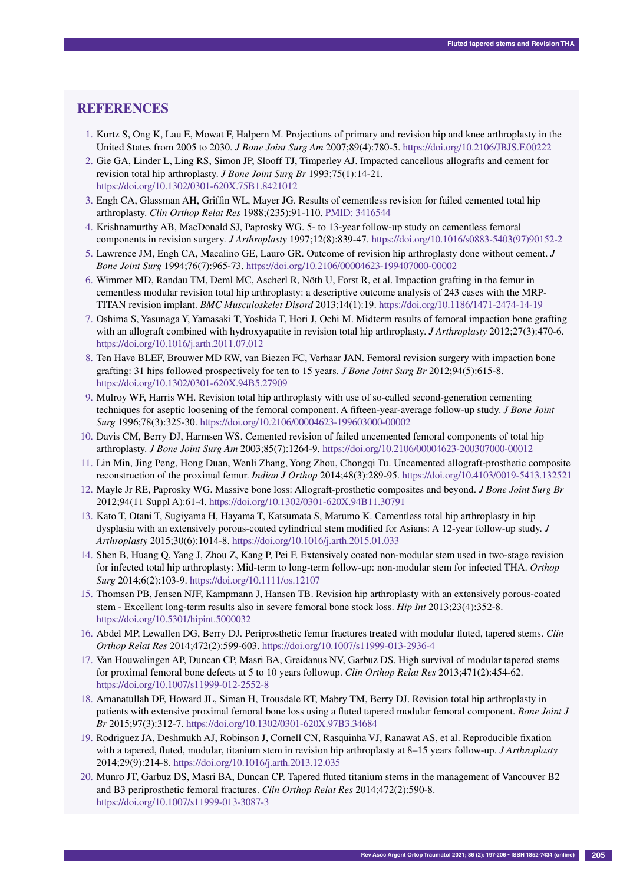## REFERENCES

1. Kurtz S, Ong K, Lau E, Mowat F, Halpern M. Projections of primary and revision hip and knee arthroplasty in the United States from 2005 to 2030. *J Bone Joint Surg Am* 2007;89(4):780-5. https://doi.org/10.2106/JBJS.F.00222
2. Gie GA, Linder L, Ling RS, Simon JP, Slooff TJ, Timperley AJ. Impacted cancellous allografts and cement for revision total hip arthroplasty. *J Bone Joint Surg Br* 1993;75(1):14-21. https://doi.org/10.1302/0301-620X.75B1.8421012
3. Engh CA, Glassman AH, Griffin WL, Mayer JG. Results of cementless revision for failed cemented total hip arthroplasty. *Clin Orthop Relat Res* 1988;(235):91-110. PMID: 3416544
4. Krishnamurthy AB, MacDonald SJ, Paprosky WG. 5- to 13-year follow-up study on cementless femoral components in revision surgery. *J Arthroplasty* 1997;12(8):839-47. https://doi.org/10.1016/s0883-5403(97)90152-2
5. Lawrence JM, Engh CA, Macalino GE, Lauro GR. Outcome of revision hip arthroplasty done without cement. *J Bone Joint Surg* 1994;76(7):965-73. https://doi.org/10.2106/00004623-199407000-00002
6. Wimmer MD, Randau TM, Deml MC, Ascherl R, Nöth U, Forst R, et al. Impaction grafting in the femur in cementless modular revision total hip arthroplasty: a descriptive outcome analysis of 243 cases with the MRP-TITAN revision implant. *BMC Musculoskelet Disord* 2013;14(1):19. https://doi.org/10.1186/1471-2474-14-19
7. Oshima S, Yasunaga Y, Yamasaki T, Yoshida T, Hori J, Ochi M. Midterm results of femoral impaction bone grafting with an allograft combined with hydroxyapatite in revision total hip arthroplasty. *J Arthroplasty* 2012;27(3):470-6. https://doi.org/10.1016/j.arth.2011.07.012
8. Ten Have BLEF, Brouwer MD RW, van Biezen FC, Verhaar JAN. Femoral revision surgery with impaction bone grafting: 31 hips followed prospectively for ten to 15 years. *J Bone Joint Surg Br* 2012;94(5):615-8. https://doi.org/10.1302/0301-620X.94B5.27909
9. Mulroy WF, Harris WH. Revision total hip arthroplasty with use of so-called second-generation cementing techniques for aseptic loosening of the femoral component. A fifteen-year-average follow-up study. *J Bone Joint Surg* 1996;78(3):325-30. https://doi.org/10.2106/00004623-199603000-00002
10. Davis CM, Berry DJ, Harmsen WS. Cemented revision of failed uncemented femoral components of total hip arthroplasty. *J Bone Joint Surg Am* 2003;85(7):1264-9. https://doi.org/10.2106/00004623-200307000-00012
11. Lin Min, Jing Peng, Hong Duan, Wenli Zhang, Yong Zhou, Chongqi Tu. Uncemented allograft-prosthetic composite reconstruction of the proximal femur. *Indian J Orthop* 2014;48(3):289-95. https://doi.org/10.4103/0019-5413.132521
12. Mayle Jr RE, Paprosky WG. Massive bone loss: Allograft-prosthetic composites and beyond. *J Bone Joint Surg Br* 2012;94(11 Suppl A):61-4. https://doi.org/10.1302/0301-620X.94B11.30791
13. Kato T, Otani T, Sugiyama H, Hayama T, Katsumata S, Marumo K. Cementless total hip arthroplasty in hip dysplasia with an extensively porous-coated cylindrical stem modified for Asians: A 12-year follow-up study. *J Arthroplasty* 2015;30(6):1014-8. https://doi.org/10.1016/j.arth.2015.01.033
14. Shen B, Huang Q, Yang J, Zhou Z, Kang P, Pei F. Extensively coated non-modular stem used in two-stage revision for infected total hip arthroplasty: Mid-term to long-term follow-up: non-modular stem for infected THA. *Orthop Surg* 2014;6(2):103-9. https://doi.org/10.1111/os.12107
15. Thomsen PB, Jensen NJF, Kampmann J, Hansen TB. Revision hip arthroplasty with an extensively porous-coated stem - Excellent long-term results also in severe femoral bone stock loss. *Hip Int* 2013;23(4):352-8. https://doi.org/10.5301/hipint.5000032
16. Abdel MP, Lewallen DG, Berry DJ. Periprosthetic femur fractures treated with modular fluted, tapered stems. *Clin Orthop Relat Res* 2014;472(2):599-603. https://doi.org/10.1007/s11999-013-2936-4
17. Van Houwelingen AP, Duncan CP, Masri BA, Greidanus NV, Garbuz DS. High survival of modular tapered stems for proximal femoral bone defects at 5 to 10 years followup. *Clin Orthop Relat Res* 2013;471(2):454-62. https://doi.org/10.1007/s11999-012-2552-8
18. Amanatullah DF, Howard JL, Siman H, Trousdale RT, Mabry TM, Berry DJ. Revision total hip arthroplasty in patients with extensive proximal femoral bone loss using a fluted tapered modular femoral component. *Bone Joint J Br* 2015;97(3):312-7. https://doi.org/10.1302/0301-620X.97B3.34684
19. Rodriguez JA, Deshmukh AJ, Robinson J, Cornell CN, Rasquinha VJ, Ranawat AS, et al. Reproducible fixation with a tapered, fluted, modular, titanium stem in revision hip arthroplasty at 8–15 years follow-up. *J Arthroplasty* 2014;29(9):214-8. https://doi.org/10.1016/j.arth.2013.12.035
20. Munro JT, Garbuz DS, Masri BA, Duncan CP. Tapered fluted titanium stems in the management of Vancouver B2 and B3 periprosthetic femoral fractures. *Clin Orthop Relat Res* 2014;472(2):590-8. https://doi.org/10.1007/s11999-013-3087-3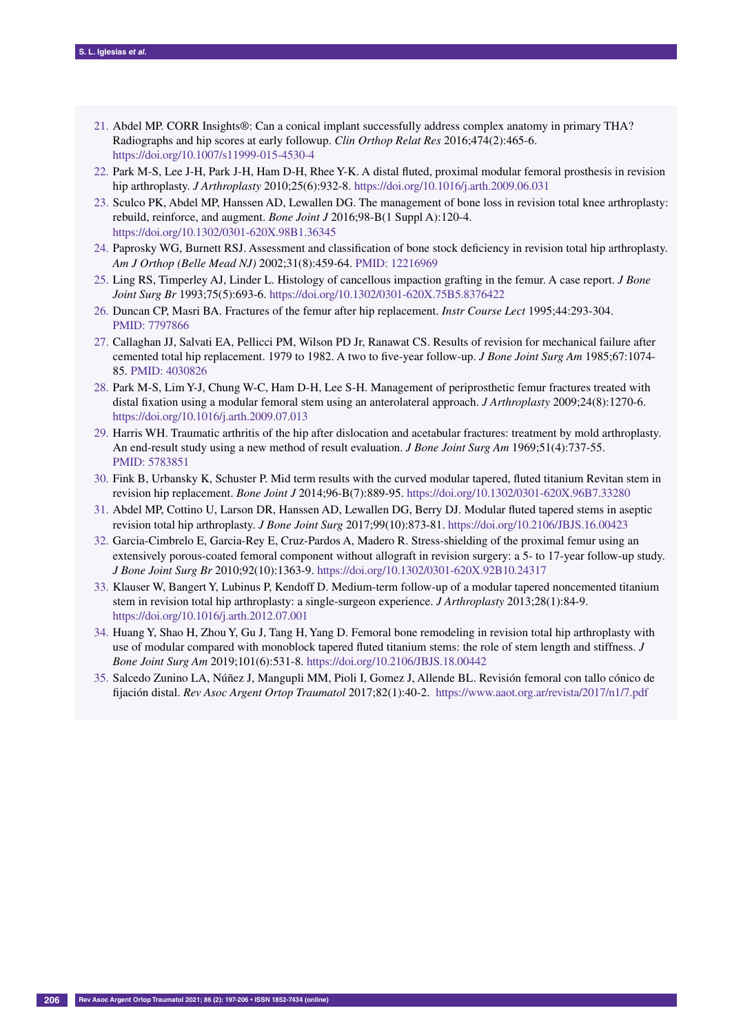21. Abdel MP. CORR Insights®: Can a conical implant successfully address complex anatomy in primary THA? Radiographs and hip scores at early followup. *Clin Orthop Relat Res* 2016;474(2):465-6. https://doi.org/10.1007/s11999-015-4530-4
22. Park M-S, Lee J-H, Park J-H, Ham D-H, Rhee Y-K. A distal fluted, proximal modular femoral prosthesis in revision hip arthroplasty. *J Arthroplasty* 2010;25(6):932-8. https://doi.org/10.1016/j.arth.2009.06.031
23. Sculco PK, Abdel MP, Hanssen AD, Lewallen DG. The management of bone loss in revision total knee arthroplasty: rebuild, reinforce, and augment. *Bone Joint J* 2016;98-B(1 Suppl A):120-4. https://doi.org/10.1302/0301-620X.98B1.36345
24. Paprosky WG, Burnett RSJ. Assessment and classification of bone stock deficiency in revision total hip arthroplasty. *Am J Orthop (Belle Mead NJ)* 2002;31(8):459-64. PMID: 12216969
25. Ling RS, Timperley AJ, Linder L. Histology of cancellous impaction grafting in the femur. A case report. *J Bone Joint Surg Br* 1993;75(5):693-6. https://doi.org/10.1302/0301-620X.75B5.8376422
26. Duncan CP, Masri BA. Fractures of the femur after hip replacement. *Instr Course Lect* 1995;44:293-304. PMID: 7797866
27. Callaghan JJ, Salvati EA, Pellicci PM, Wilson PD Jr, Ranawat CS. Results of revision for mechanical failure after cemented total hip replacement. 1979 to 1982. A two to five-year follow-up. *J Bone Joint Surg Am* 1985;67:1074-85. PMID: 4030826
28. Park M-S, Lim Y-J, Chung W-C, Ham D-H, Lee S-H. Management of periprosthetic femur fractures treated with distal fixation using a modular femoral stem using an anterolateral approach. *J Arthroplasty* 2009;24(8):1270-6. https://doi.org/10.1016/j.arth.2009.07.013
29. Harris WH. Traumatic arthritis of the hip after dislocation and acetabular fractures: treatment by mold arthroplasty. An end-result study using a new method of result evaluation. *J Bone Joint Surg Am* 1969;51(4):737-55. PMID: 5783851
30. Fink B, Urbansky K, Schuster P. Mid term results with the curved modular tapered, fluted titanium Revitan stem in revision hip replacement. *Bone Joint J* 2014;96-B(7):889-95. https://doi.org/10.1302/0301-620X.96B7.33280
31. Abdel MP, Cottino U, Larson DR, Hanssen AD, Lewallen DG, Berry DJ. Modular fluted tapered stems in aseptic revision total hip arthroplasty. *J Bone Joint Surg* 2017;99(10):873-81. https://doi.org/10.2106/JBJS.16.00423
32. Garcia-Cimbrelo E, Garcia-Rey E, Cruz-Pardos A, Madero R. Stress-shielding of the proximal femur using an extensively porous-coated femoral component without allograft in revision surgery: a 5- to 17-year follow-up study. *J Bone Joint Surg Br* 2010;92(10):1363-9. https://doi.org/10.1302/0301-620X.92B10.24317
33. Klauser W, Bangert Y, Lubinus P, Kendoff D. Medium-term follow-up of a modular tapered noncemented titanium stem in revision total hip arthroplasty: a single-surgeon experience. *J Arthroplasty* 2013;28(1):84-9. https://doi.org/10.1016/j.arth.2012.07.001
34. Huang Y, Shao H, Zhou Y, Gu J, Tang H, Yang D. Femoral bone remodeling in revision total hip arthroplasty with use of modular compared with monoblock tapered fluted titanium stems: the role of stem length and stiffness. *J Bone Joint Surg Am* 2019;101(6):531-8. https://doi.org/10.2106/JBJS.18.00442
35. Salcedo Zunino LA, Núñez J, Mangupli MM, Pioli I, Gomez J, Allende BL. Revisión femoral con tallo cónico de fijación distal. *Rev Asoc Argent Ortop Traumatol* 2017;82(1):40-2. https://www.aaot.org.ar/revista/2017/n1/7.pdf